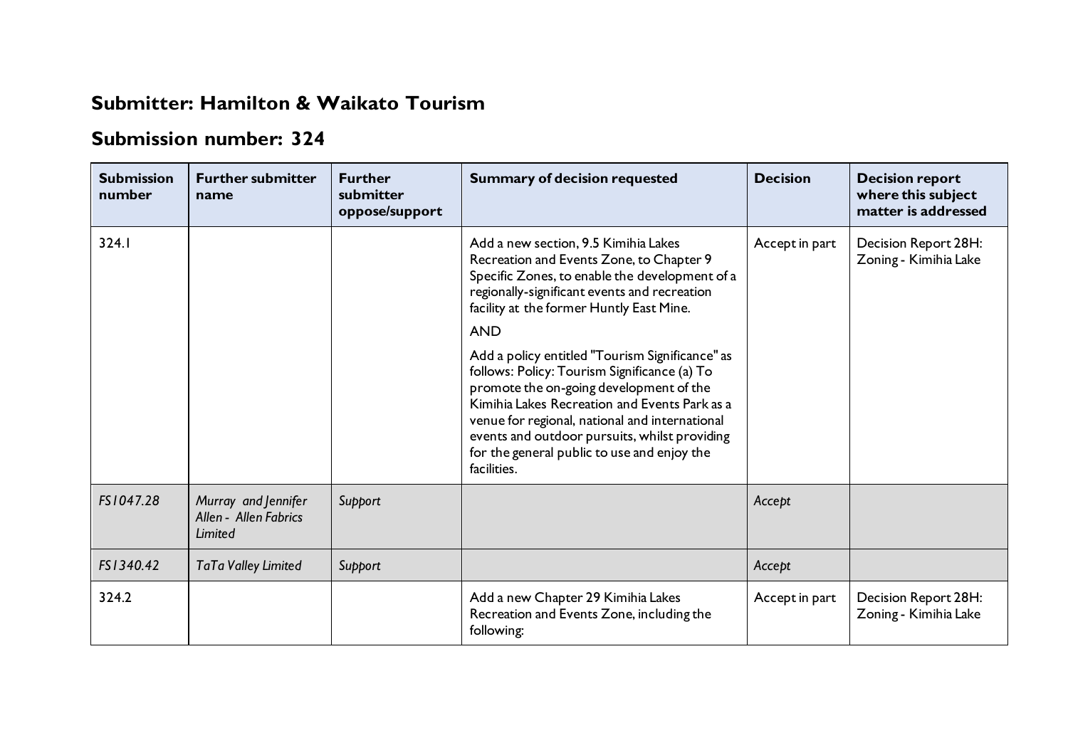## Submitter: Hamilton & Waikato Tourism

## Submission number: 324

| Submission number | Further submitter name | Further submitter oppose/support | Summary of decision requested | Decision | Decision report where this subject matter is addressed |
|---|---|---|---|---|---|
| 324.1 | | | Add a new section, 9.5 Kimihia Lakes Recreation and Events Zone, to Chapter 9 Specific Zones, to enable the development of a regionally-significant events and recreation facility at the former Huntly East Mine.<br><br>AND<br><br>Add a policy entitled "Tourism Significance" as follows: Policy: Tourism Significance (a) To promote the on-going development of the Kimihia Lakes Recreation and Events Park as a venue for regional, national and international events and outdoor pursuits, whilst providing for the general public to use and enjoy the facilities. | Accept in part | Decision Report 28H: Zoning - Kimihia Lake |
| *FS1047.28* | *Murray and Jennifer Allen - Allen Fabrics Limited* | *Support* | | *Accept* | |
| *FS1340.42* | *TaTa Valley Limited* | *Support* | | *Accept* | |
| 324.2 | | | Add a new Chapter 29 Kimihia Lakes Recreation and Events Zone, including the following: | Accept in part | Decision Report 28H: Zoning - Kimihia Lake |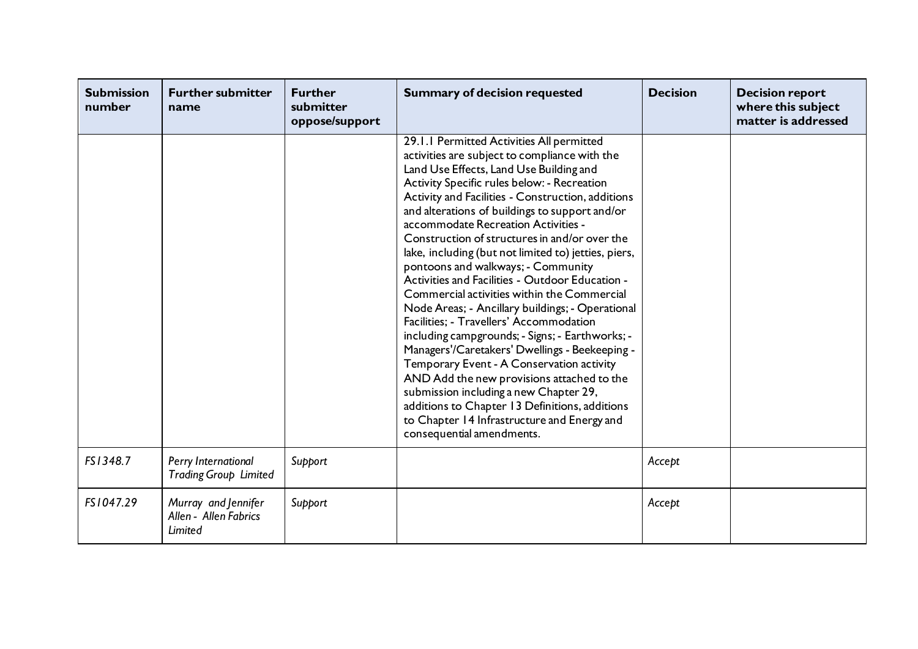| Submission number | Further submitter name | Further submitter oppose/support | Summary of decision requested | Decision | Decision report where this subject matter is addressed |
|---|---|---|---|---|---|
| | | | 29.1.1 Permitted Activities All permitted activities are subject to compliance with the Land Use Effects, Land Use Building and Activity Specific rules below: - Recreation Activity and Facilities - Construction, additions and alterations of buildings to support and/or accommodate Recreation Activities - Construction of structures in and/or over the lake, including (but not limited to) jetties, piers, pontoons and walkways; - Community Activities and Facilities - Outdoor Education - Commercial activities within the Commercial Node Areas; - Ancillary buildings; - Operational Facilities; - Travellers' Accommodation including campgrounds; - Signs; - Earthworks; - Managers'/Caretakers' Dwellings - Beekeeping - Temporary Event - A Conservation activity AND Add the new provisions attached to the submission including a new Chapter 29, additions to Chapter 13 Definitions, additions to Chapter 14 Infrastructure and Energy and consequential amendments. | | |
| *FS1348.7* | *Perry International Trading Group Limited* | *Support* | | *Accept* | |
| *FS1047.29* | *Murray and Jennifer Allen - Allen Fabrics Limited* | *Support* | | *Accept* | |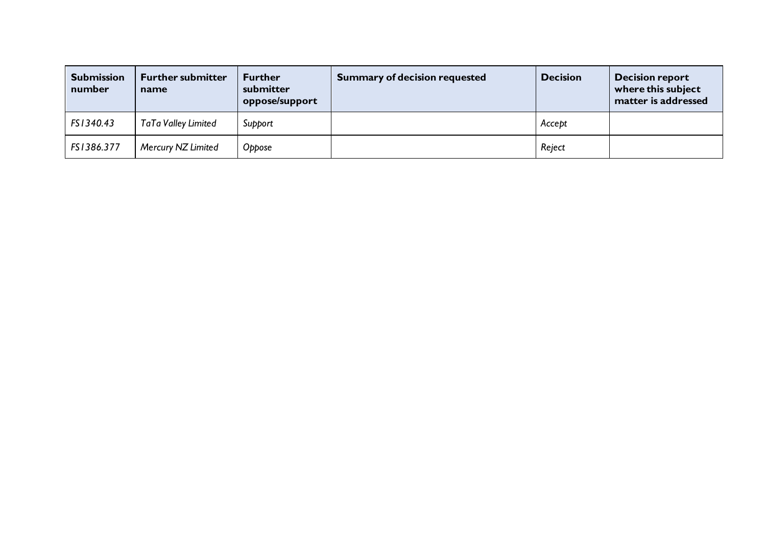| **Submission number** | **Further submitter name** | **Further submitter oppose/support** | **Summary of decision requested** | **Decision** | **Decision report where this subject matter is addressed** |
|---|---|---|---|---|---|
| *FS1340.43* | *TaTa Valley Limited* | *Support* | | *Accept* | |
| *FS1386.377* | *Mercury NZ Limited* | *Oppose* | | *Reject* | |